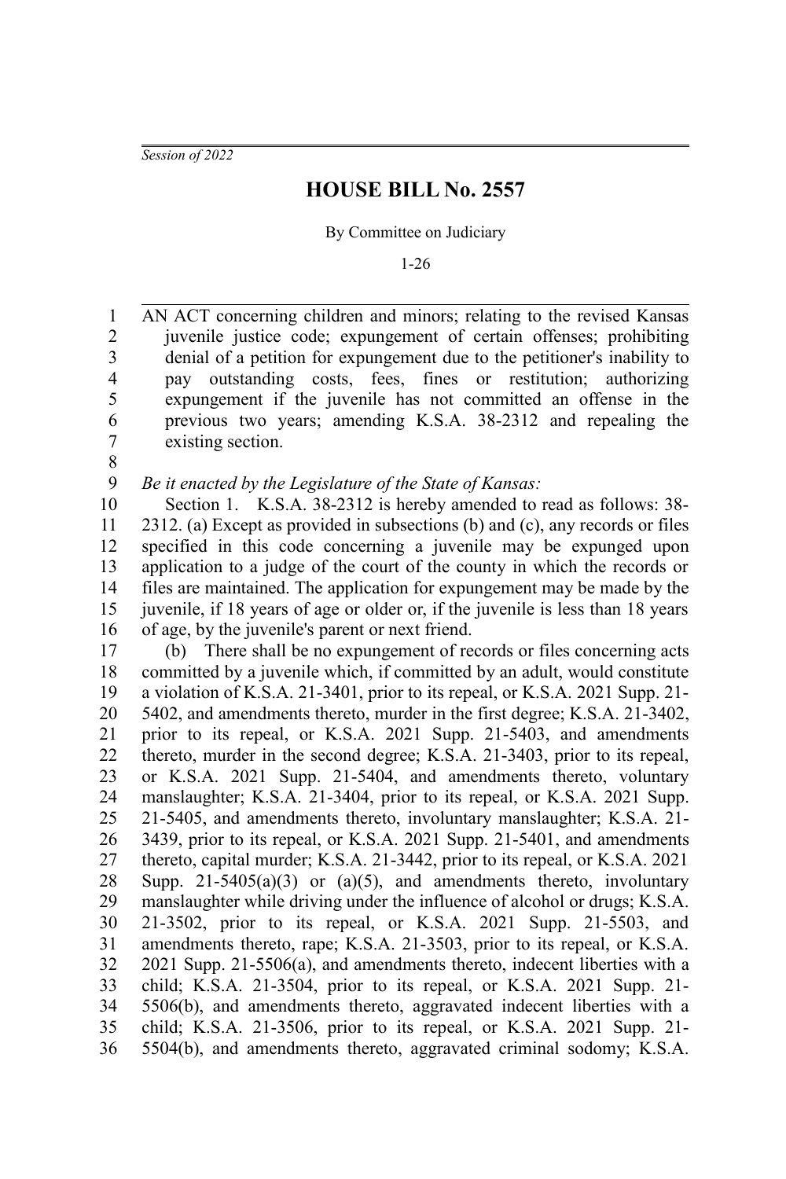*Session of 2022*

# HOUSE BILL No. 2557

By Committee on Judiciary

1-26

AN ACT concerning children and minors; relating to the revised Kansas juvenile justice code; expungement of certain offenses; prohibiting denial of a petition for expungement due to the petitioner's inability to pay outstanding costs, fees, fines or restitution; authorizing expungement if the juvenile has not committed an offense in the previous two years; amending K.S.A. 38-2312 and repealing the existing section.

*Be it enacted by the Legislature of the State of Kansas:*

Section 1. K.S.A. 38-2312 is hereby amended to read as follows: 38-2312. (a) Except as provided in subsections (b) and (c), any records or files specified in this code concerning a juvenile may be expunged upon application to a judge of the court of the county in which the records or files are maintained. The application for expungement may be made by the juvenile, if 18 years of age or older or, if the juvenile is less than 18 years of age, by the juvenile's parent or next friend.

(b) There shall be no expungement of records or files concerning acts committed by a juvenile which, if committed by an adult, would constitute a violation of K.S.A. 21-3401, prior to its repeal, or K.S.A. 2021 Supp. 21-5402, and amendments thereto, murder in the first degree; K.S.A. 21-3402, prior to its repeal, or K.S.A. 2021 Supp. 21-5403, and amendments thereto, murder in the second degree; K.S.A. 21-3403, prior to its repeal, or K.S.A. 2021 Supp. 21-5404, and amendments thereto, voluntary manslaughter; K.S.A. 21-3404, prior to its repeal, or K.S.A. 2021 Supp. 21-5405, and amendments thereto, involuntary manslaughter; K.S.A. 21-3439, prior to its repeal, or K.S.A. 2021 Supp. 21-5401, and amendments thereto, capital murder; K.S.A. 21-3442, prior to its repeal, or K.S.A. 2021 Supp. 21-5405(a)(3) or (a)(5), and amendments thereto, involuntary manslaughter while driving under the influence of alcohol or drugs; K.S.A. 21-3502, prior to its repeal, or K.S.A. 2021 Supp. 21-5503, and amendments thereto, rape; K.S.A. 21-3503, prior to its repeal, or K.S.A. 2021 Supp. 21-5506(a), and amendments thereto, indecent liberties with a child; K.S.A. 21-3504, prior to its repeal, or K.S.A. 2021 Supp. 21-5506(b), and amendments thereto, aggravated indecent liberties with a child; K.S.A. 21-3506, prior to its repeal, or K.S.A. 2021 Supp. 21-5504(b), and amendments thereto, aggravated criminal sodomy; K.S.A.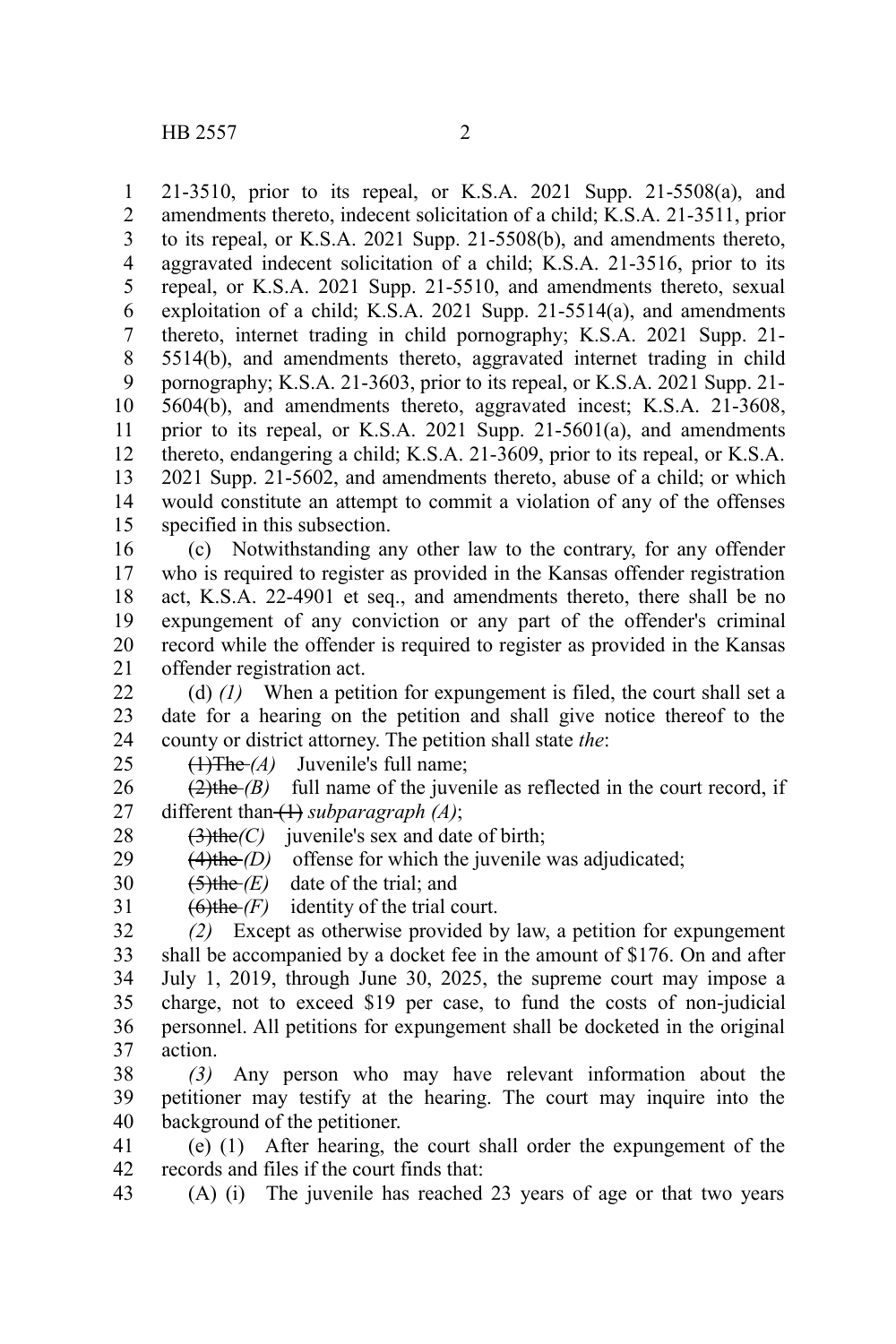21-3510, prior to its repeal, or K.S.A. 2021 Supp. 21-5508(a), and amendments thereto, indecent solicitation of a child; K.S.A. 21-3511, prior to its repeal, or K.S.A. 2021 Supp. 21-5508(b), and amendments thereto, aggravated indecent solicitation of a child; K.S.A. 21-3516, prior to its repeal, or K.S.A. 2021 Supp. 21-5510, and amendments thereto, sexual exploitation of a child; K.S.A. 2021 Supp. 21-5514(a), and amendments thereto, internet trading in child pornography; K.S.A. 2021 Supp. 21-5514(b), and amendments thereto, aggravated internet trading in child pornography; K.S.A. 21-3603, prior to its repeal, or K.S.A. 2021 Supp. 21-5604(b), and amendments thereto, aggravated incest; K.S.A. 21-3608, prior to its repeal, or K.S.A. 2021 Supp. 21-5601(a), and amendments thereto, endangering a child; K.S.A. 21-3609, prior to its repeal, or K.S.A. 2021 Supp. 21-5602, and amendments thereto, abuse of a child; or which would constitute an attempt to commit a violation of any of the offenses specified in this subsection.

(c) Notwithstanding any other law to the contrary, for any offender who is required to register as provided in the Kansas offender registration act, K.S.A. 22-4901 et seq., and amendments thereto, there shall be no expungement of any conviction or any part of the offender's criminal record while the offender is required to register as provided in the Kansas offender registration act.

(d) *(1)* When a petition for expungement is filed, the court shall set a date for a hearing on the petition and shall give notice thereof to the county or district attorney. The petition shall state *the*:

~~(1)The~~ *(A)* Juvenile's full name;

~~(2)the~~ *(B)* full name of the juvenile as reflected in the court record, if different than ~~(1)~~ *subparagraph (A)*;

~~(3)the~~*(C)* juvenile's sex and date of birth;

~~(4)the~~ *(D)* offense for which the juvenile was adjudicated;

~~(5)the~~ *(E)* date of the trial; and

~~(6)the~~ *(F)* identity of the trial court.

*(2)* Except as otherwise provided by law, a petition for expungement shall be accompanied by a docket fee in the amount of $176. On and after July 1, 2019, through June 30, 2025, the supreme court may impose a charge, not to exceed $19 per case, to fund the costs of non-judicial personnel. All petitions for expungement shall be docketed in the original action.

*(3)* Any person who may have relevant information about the petitioner may testify at the hearing. The court may inquire into the background of the petitioner.

(e) (1) After hearing, the court shall order the expungement of the records and files if the court finds that:

(A) (i) The juvenile has reached 23 years of age or that two years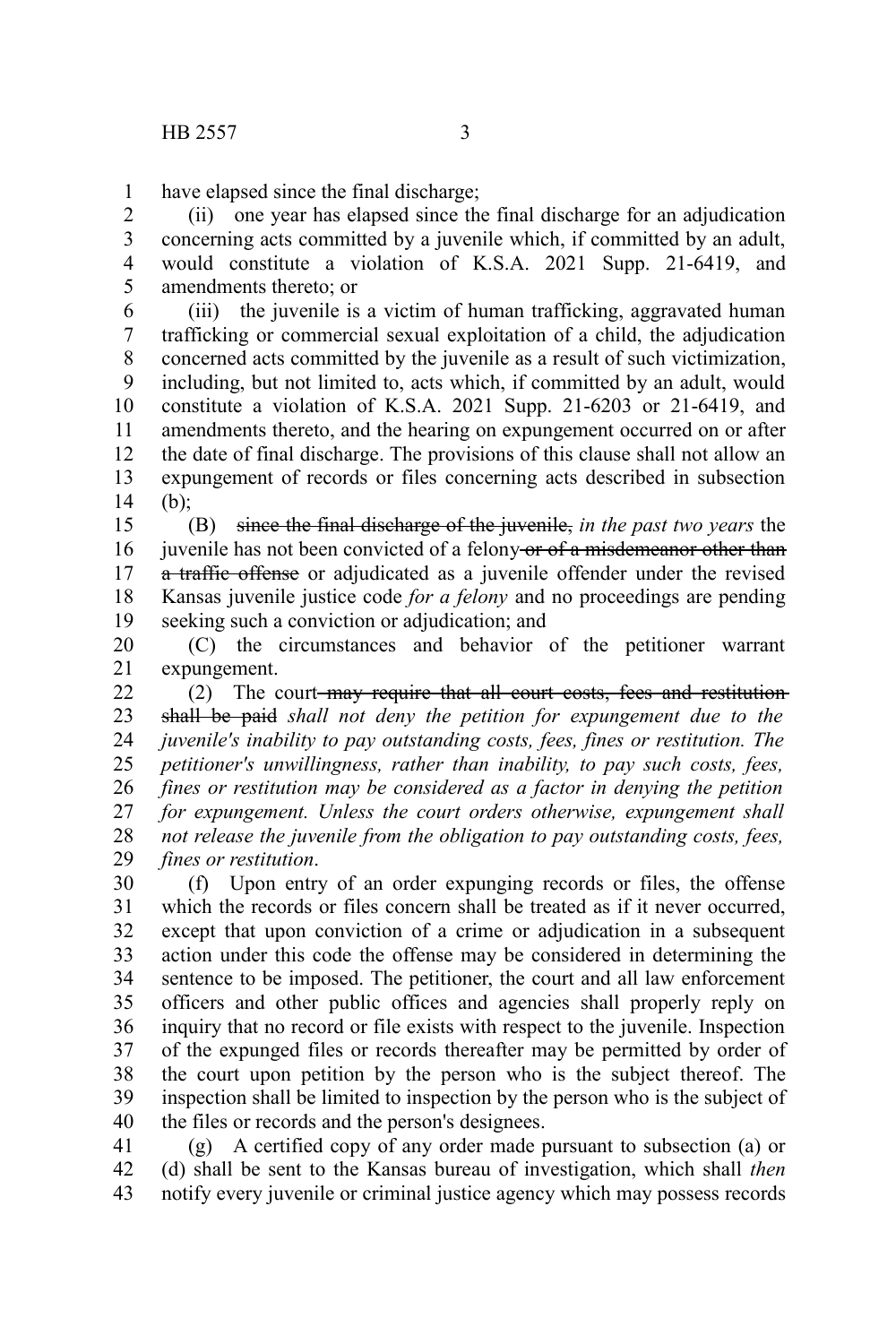have elapsed since the final discharge;

(ii) one year has elapsed since the final discharge for an adjudication concerning acts committed by a juvenile which, if committed by an adult, would constitute a violation of K.S.A. 2021 Supp. 21-6419, and amendments thereto; or

(iii) the juvenile is a victim of human trafficking, aggravated human trafficking or commercial sexual exploitation of a child, the adjudication concerned acts committed by the juvenile as a result of such victimization, including, but not limited to, acts which, if committed by an adult, would constitute a violation of K.S.A. 2021 Supp. 21-6203 or 21-6419, and amendments thereto, and the hearing on expungement occurred on or after the date of final discharge. The provisions of this clause shall not allow an expungement of records or files concerning acts described in subsection (b);

(B) ~~since the final discharge of the juvenile,~~ *in the past two years* the juvenile has not been convicted of a felony ~~or of a misdemeanor other than a traffic offense~~ or adjudicated as a juvenile offender under the revised Kansas juvenile justice code *for a felony* and no proceedings are pending seeking such a conviction or adjudication; and

(C) the circumstances and behavior of the petitioner warrant expungement.

(2) The court ~~may require that all court costs, fees and restitution shall be paid~~ *shall not deny the petition for expungement due to the juvenile's inability to pay outstanding costs, fees, fines or restitution. The petitioner's unwillingness, rather than inability, to pay such costs, fees, fines or restitution may be considered as a factor in denying the petition for expungement. Unless the court orders otherwise, expungement shall not release the juvenile from the obligation to pay outstanding costs, fees, fines or restitution*.

(f) Upon entry of an order expunging records or files, the offense which the records or files concern shall be treated as if it never occurred, except that upon conviction of a crime or adjudication in a subsequent action under this code the offense may be considered in determining the sentence to be imposed. The petitioner, the court and all law enforcement officers and other public offices and agencies shall properly reply on inquiry that no record or file exists with respect to the juvenile. Inspection of the expunged files or records thereafter may be permitted by order of the court upon petition by the person who is the subject thereof. The inspection shall be limited to inspection by the person who is the subject of the files or records and the person's designees.

(g) A certified copy of any order made pursuant to subsection (a) or (d) shall be sent to the Kansas bureau of investigation, which shall *then* notify every juvenile or criminal justice agency which may possess records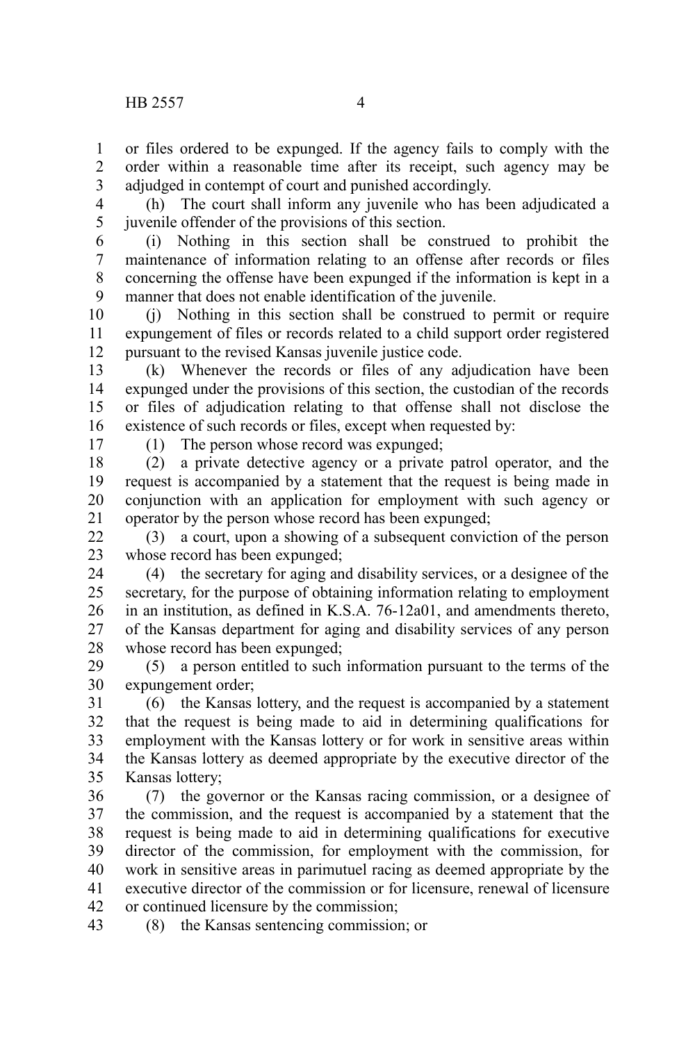or files ordered to be expunged. If the agency fails to comply with the order within a reasonable time after its receipt, such agency may be adjudged in contempt of court and punished accordingly.

(h) The court shall inform any juvenile who has been adjudicated a juvenile offender of the provisions of this section.

(i) Nothing in this section shall be construed to prohibit the maintenance of information relating to an offense after records or files concerning the offense have been expunged if the information is kept in a manner that does not enable identification of the juvenile.

(j) Nothing in this section shall be construed to permit or require expungement of files or records related to a child support order registered pursuant to the revised Kansas juvenile justice code.

(k) Whenever the records or files of any adjudication have been expunged under the provisions of this section, the custodian of the records or files of adjudication relating to that offense shall not disclose the existence of such records or files, except when requested by:

(1) The person whose record was expunged;

(2) a private detective agency or a private patrol operator, and the request is accompanied by a statement that the request is being made in conjunction with an application for employment with such agency or operator by the person whose record has been expunged;

(3) a court, upon a showing of a subsequent conviction of the person whose record has been expunged;

(4) the secretary for aging and disability services, or a designee of the secretary, for the purpose of obtaining information relating to employment in an institution, as defined in K.S.A. 76-12a01, and amendments thereto, of the Kansas department for aging and disability services of any person whose record has been expunged;

(5) a person entitled to such information pursuant to the terms of the expungement order;

(6) the Kansas lottery, and the request is accompanied by a statement that the request is being made to aid in determining qualifications for employment with the Kansas lottery or for work in sensitive areas within the Kansas lottery as deemed appropriate by the executive director of the Kansas lottery;

(7) the governor or the Kansas racing commission, or a designee of the commission, and the request is accompanied by a statement that the request is being made to aid in determining qualifications for executive director of the commission, for employment with the commission, for work in sensitive areas in parimutuel racing as deemed appropriate by the executive director of the commission or for licensure, renewal of licensure or continued licensure by the commission;

(8) the Kansas sentencing commission; or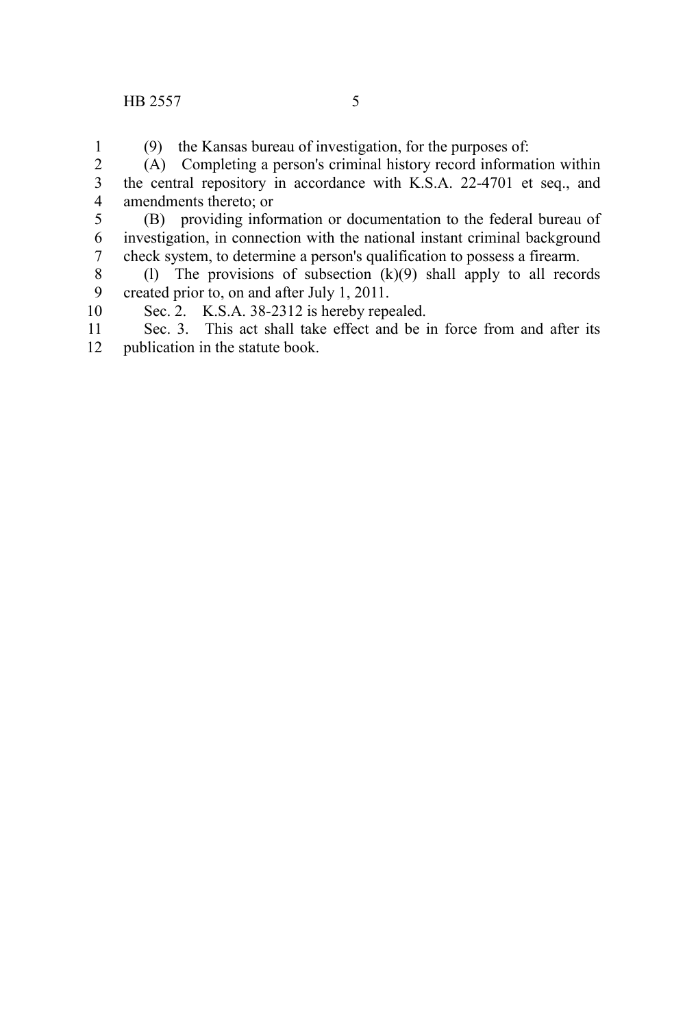(9) the Kansas bureau of investigation, for the purposes of:

(A) Completing a person's criminal history record information within the central repository in accordance with K.S.A. 22-4701 et seq., and amendments thereto; or

(B) providing information or documentation to the federal bureau of investigation, in connection with the national instant criminal background check system, to determine a person's qualification to possess a firearm.

(l) The provisions of subsection (k)(9) shall apply to all records created prior to, on and after July 1, 2011.

Sec. 2. K.S.A. 38-2312 is hereby repealed.

Sec. 3. This act shall take effect and be in force from and after its publication in the statute book.